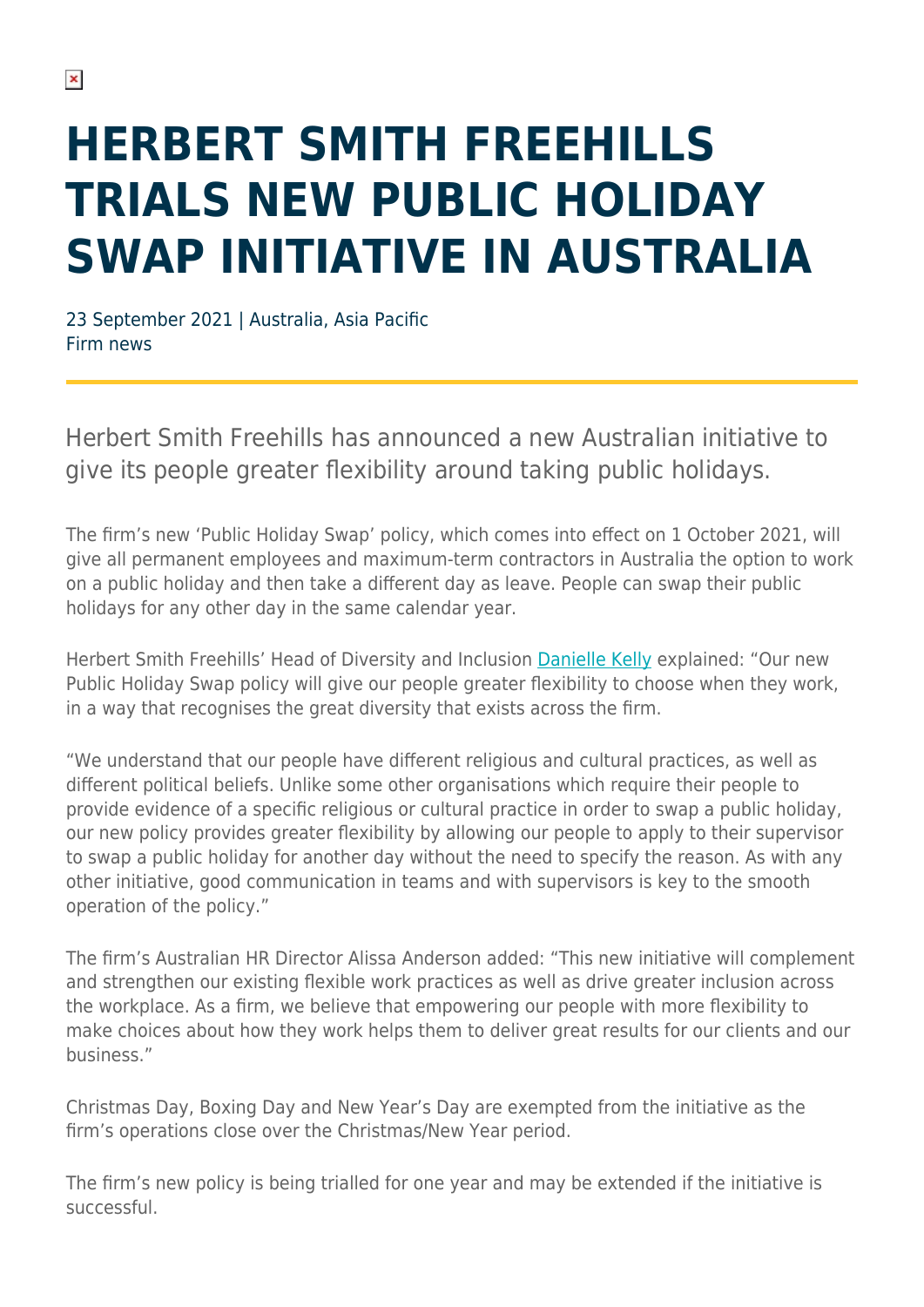# HERBERT SMITH FREEHILLS TRIALS NEW PUBLIC HOLIDAY SWAP INITIATIVE IN AUSTRALIA

23 September 2021 | Australia, Asia Pacific
Firm news

Herbert Smith Freehills has announced a new Australian initiative to give its people greater flexibility around taking public holidays.

The firm's new 'Public Holiday Swap' policy, which comes into effect on 1 October 2021, will give all permanent employees and maximum-term contractors in Australia the option to work on a public holiday and then take a different day as leave. People can swap their public holidays for any other day in the same calendar year.

Herbert Smith Freehills' Head of Diversity and Inclusion Danielle Kelly explained: "Our new Public Holiday Swap policy will give our people greater flexibility to choose when they work, in a way that recognises the great diversity that exists across the firm.

"We understand that our people have different religious and cultural practices, as well as different political beliefs. Unlike some other organisations which require their people to provide evidence of a specific religious or cultural practice in order to swap a public holiday, our new policy provides greater flexibility by allowing our people to apply to their supervisor to swap a public holiday for another day without the need to specify the reason. As with any other initiative, good communication in teams and with supervisors is key to the smooth operation of the policy."

The firm's Australian HR Director Alissa Anderson added: "This new initiative will complement and strengthen our existing flexible work practices as well as drive greater inclusion across the workplace. As a firm, we believe that empowering our people with more flexibility to make choices about how they work helps them to deliver great results for our clients and our business."

Christmas Day, Boxing Day and New Year's Day are exempted from the initiative as the firm's operations close over the Christmas/New Year period.

The firm's new policy is being trialled for one year and may be extended if the initiative is successful.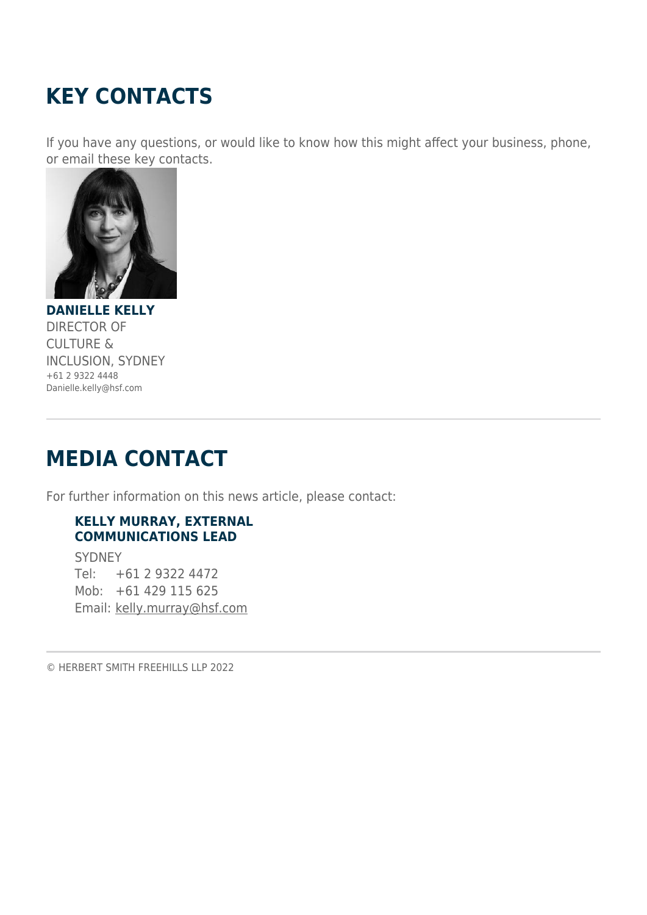## KEY CONTACTS

If you have any questions, or would like to know how this might affect your business, phone, or email these key contacts.

**DANIELLE KELLY**
DIRECTOR OF CULTURE & INCLUSION, SYDNEY
+61 2 9322 4448
Danielle.kelly@hsf.com

## MEDIA CONTACT

For further information on this news article, please contact:

**KELLY MURRAY, EXTERNAL COMMUNICATIONS LEAD**

SYDNEY
Tel: +61 2 9322 4472
Mob: +61 429 115 625
Email: kelly.murray@hsf.com

© HERBERT SMITH FREEHILLS LLP 2022